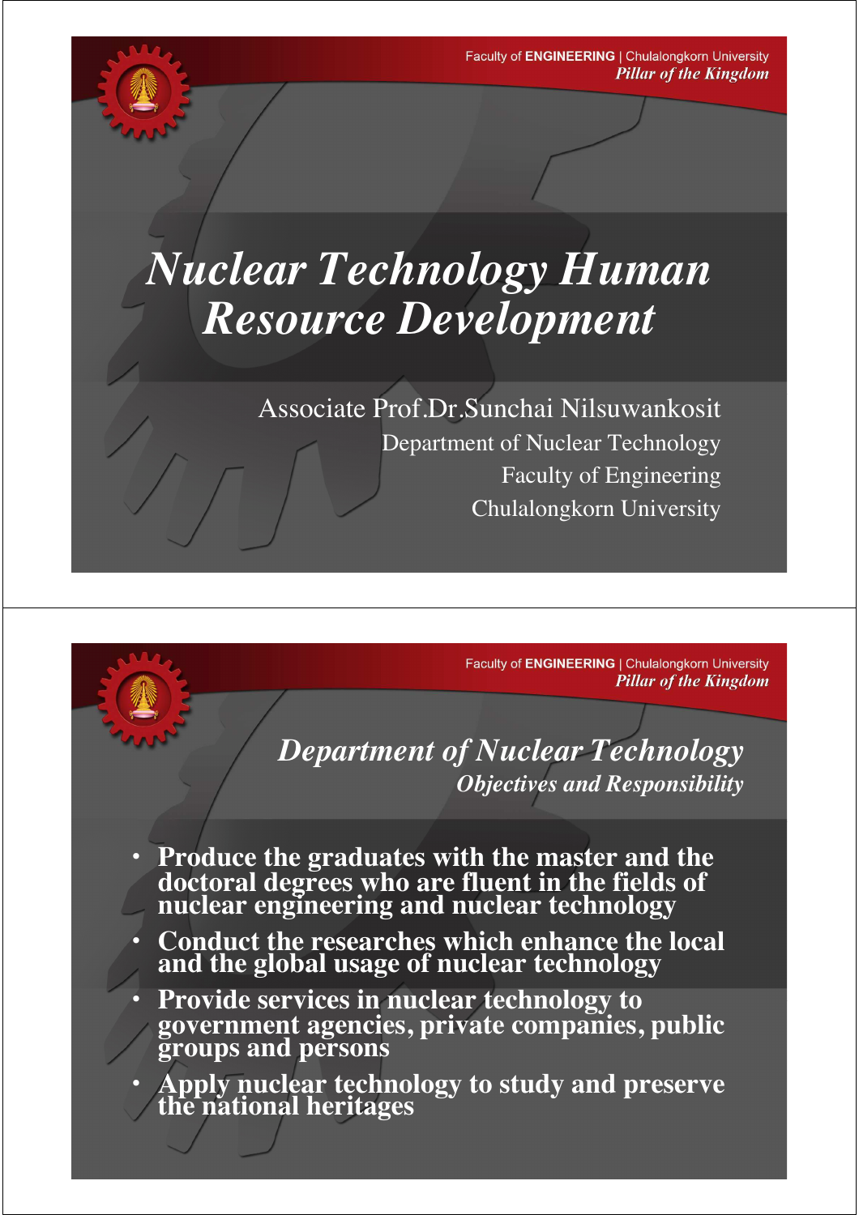# *Nuclear Technology Human Resource Development*

Associate Prof.Dr.Sunchai Nilsuwankosit
Department of Nuclear Technology
Faculty of Engineering
Chulalongkorn University

## *Department of Nuclear Technology*

### *Objectives and Responsibility*

- **Produce the graduates with the master and the doctoral degrees who are fluent in the fields of nuclear engineering and nuclear technology**
- **Conduct the researches which enhance the local and the global usage of nuclear technology**
- **Provide services in nuclear technology to government agencies, private companies, public groups and persons**
- **Apply nuclear technology to study and preserve the national heritages**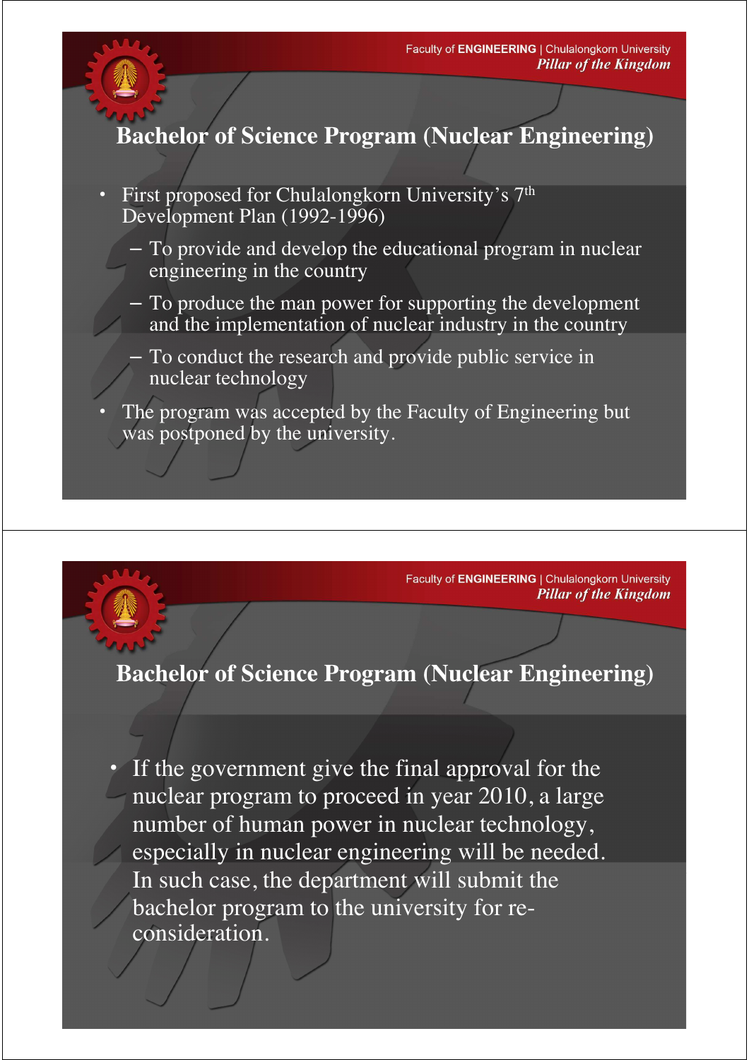## Bachelor of Science Program (Nuclear Engineering)

- First proposed for Chulalongkorn University's 7th Development Plan (1992-1996)
  - To provide and develop the educational program in nuclear engineering in the country
  - To produce the man power for supporting the development and the implementation of nuclear industry in the country
  - To conduct the research and provide public service in nuclear technology
- The program was accepted by the Faculty of Engineering but was postponed by the university.

## Bachelor of Science Program (Nuclear Engineering)

- If the government give the final approval for the nuclear program to proceed in year 2010, a large number of human power in nuclear technology, especially in nuclear engineering will be needed. In such case, the department will submit the bachelor program to the university for re-consideration.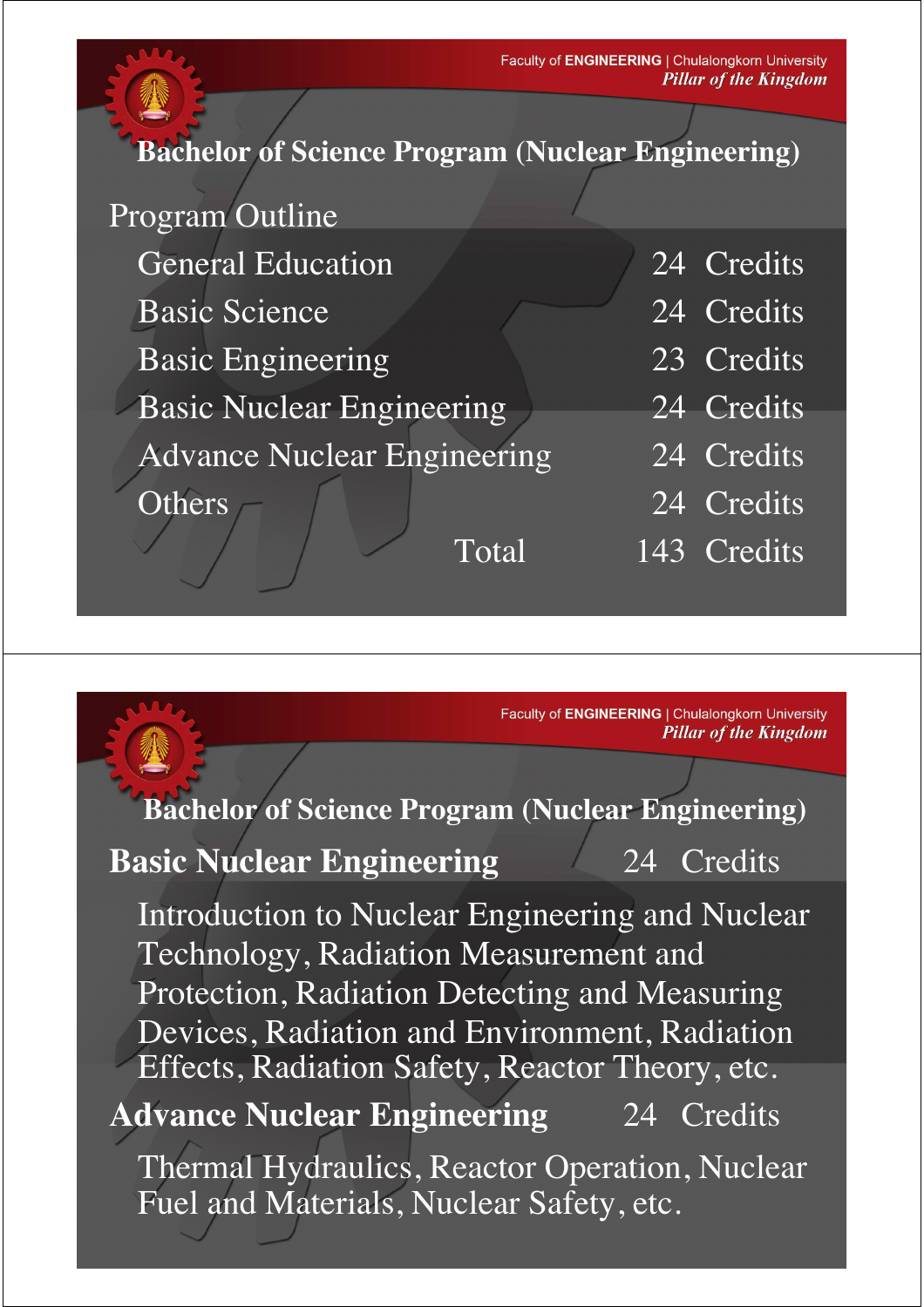## Bachelor of Science Program (Nuclear Engineering)

### Program Outline

| Category | Credits |
|---|---|
| General Education | 24 Credits |
| Basic Science | 24 Credits |
| Basic Engineering | 23 Credits |
| Basic Nuclear Engineering | 24 Credits |
| Advance Nuclear Engineering | 24 Credits |
| Others | 24 Credits |
| Total | 143 Credits |

## Bachelor of Science Program (Nuclear Engineering)

### Basic Nuclear Engineering — 24 Credits

Introduction to Nuclear Engineering and Nuclear Technology, Radiation Measurement and Protection, Radiation Detecting and Measuring Devices, Radiation and Environment, Radiation Effects, Radiation Safety, Reactor Theory, etc.

### Advance Nuclear Engineering — 24 Credits

Thermal Hydraulics, Reactor Operation, Nuclear Fuel and Materials, Nuclear Safety, etc.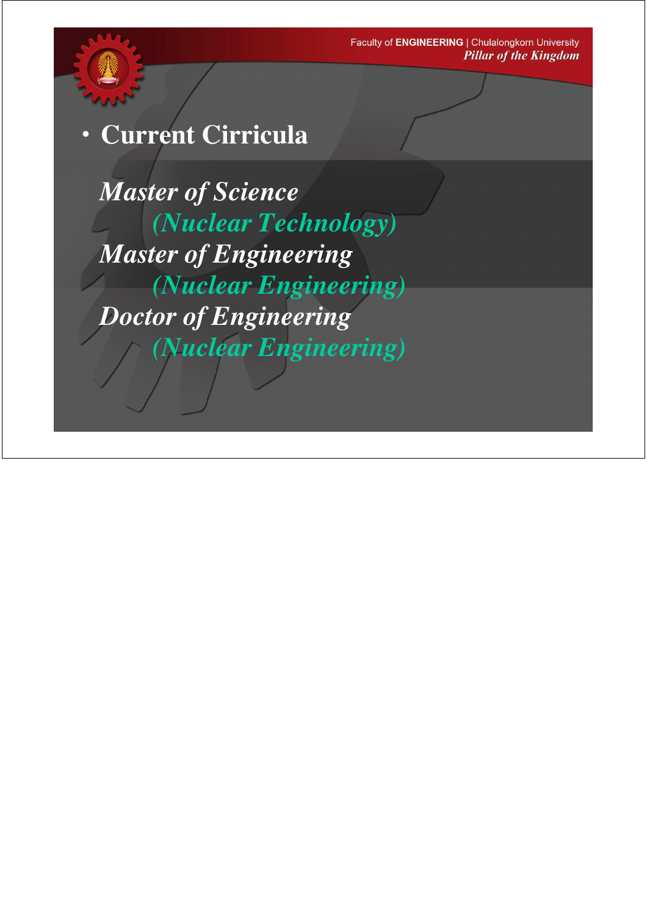- **Current Cirricula**

*Master of Science*

*(Nuclear Technology)*

*Master of Engineering*

*(Nuclear Engineering)*

*Doctor of Engineering*

*(Nuclear Engineering)*